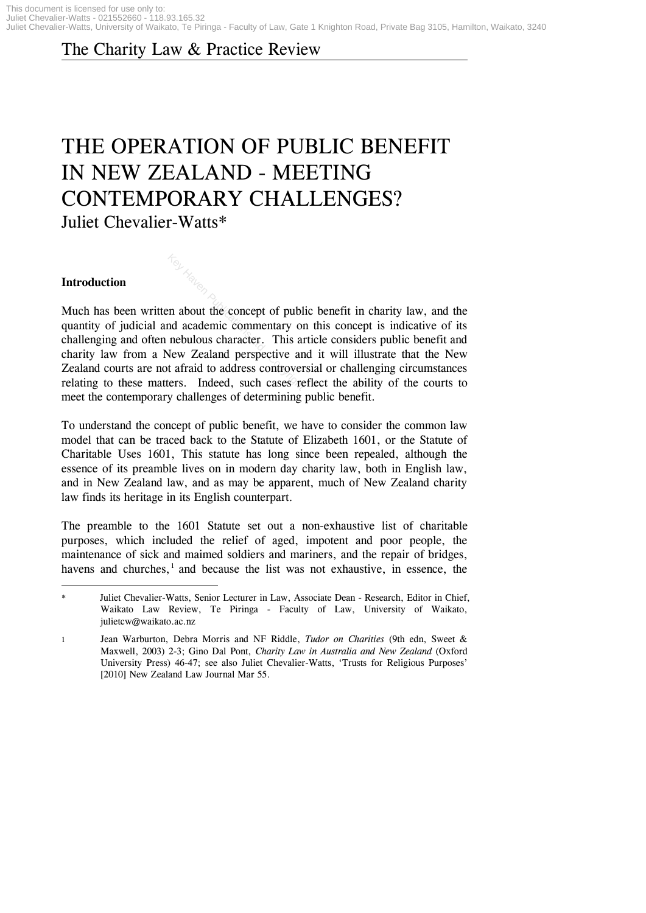# THE OPERATION OF PUBLIC BENEFIT IN NEW ZEALAND - MEETING CONTEMPORARY CHALLENGES?

Juliet Chevalier-Watts*

## Introduction

Much has been written about the concept of public benefit in charity law, and the quantity of judicial and academic commentary on this concept is indicative of its challenging and often nebulous character. This article considers public benefit and charity law from a New Zealand perspective and it will illustrate that the New Zealand courts are not afraid to address controversial or challenging circumstances relating to these matters. Indeed, such cases reflect the ability of the courts to meet the contemporary challenges of determining public benefit.

To understand the concept of public benefit, we have to consider the common law model that can be traced back to the Statute of Elizabeth 1601, or the Statute of Charitable Uses 1601, This statute has long since been repealed, although the essence of its preamble lives on in modern day charity law, both in English law, and in New Zealand law, and as may be apparent, much of New Zealand charity law finds its heritage in its English counterpart.

The preamble to the 1601 Statute set out a non-exhaustive list of charitable purposes, which included the relief of aged, impotent and poor people, the maintenance of sick and maimed soldiers and mariners, and the repair of bridges, havens and churches,[1] and because the list was not exhaustive, in essence, the

---

\* Juliet Chevalier-Watts, Senior Lecturer in Law, Associate Dean - Research, Editor in Chief, Waikato Law Review, Te Piringa - Faculty of Law, University of Waikato, julietcw@waikato.ac.nz

1 Jean Warburton, Debra Morris and NF Riddle, *Tudor on Charities* (9th edn, Sweet & Maxwell, 2003) 2-3; Gino Dal Pont, *Charity Law in Australia and New Zealand* (Oxford University Press) 46-47; see also Juliet Chevalier-Watts, 'Trusts for Religious Purposes' [2010] New Zealand Law Journal Mar 55.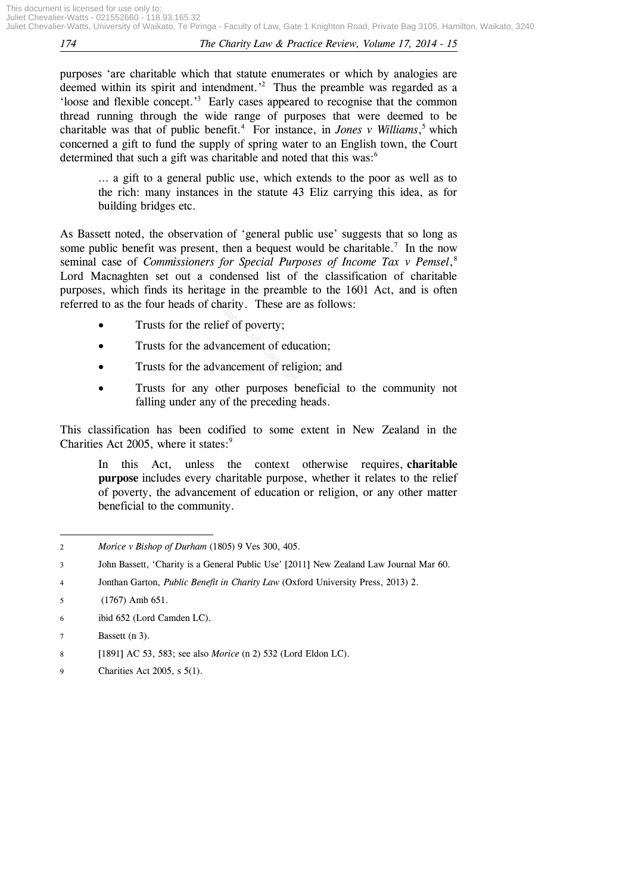purposes 'are charitable which that statute enumerates or which by analogies are deemed within its spirit and intendment.'[2] Thus the preamble was regarded as a 'loose and flexible concept.'[3] Early cases appeared to recognise that the common thread running through the wide range of purposes that were deemed to be charitable was that of public benefit.[4] For instance, in *Jones v Williams*,[5] which concerned a gift to fund the supply of spring water to an English town, the Court determined that such a gift was charitable and noted that this was:[6]

> … a gift to a general public use, which extends to the poor as well as to the rich: many instances in the statute 43 Eliz carrying this idea, as for building bridges etc.

As Bassett noted, the observation of 'general public use' suggests that so long as some public benefit was present, then a bequest would be charitable.[7] In the now seminal case of *Commissioners for Special Purposes of Income Tax v Pemsel*,[8] Lord Macnaghten set out a condensed list of the classification of charitable purposes, which finds its heritage in the preamble to the 1601 Act, and is often referred to as the four heads of charity. These are as follows:

- Trusts for the relief of poverty;
- Trusts for the advancement of education;
- Trusts for the advancement of religion; and
- Trusts for any other purposes beneficial to the community not falling under any of the preceding heads.

This classification has been codified to some extent in New Zealand in the Charities Act 2005, where it states:[9]

> In this Act, unless the context otherwise requires, **charitable purpose** includes every charitable purpose, whether it relates to the relief of poverty, the advancement of education or religion, or any other matter beneficial to the community.

---

2 *Morice v Bishop of Durham* (1805) 9 Ves 300, 405.

3 John Bassett, 'Charity is a General Public Use' [2011] New Zealand Law Journal Mar 60.

4 Jonthan Garton, *Public Benefit in Charity Law* (Oxford University Press, 2013) 2.

5 (1767) Amb 651.

6 ibid 652 (Lord Camden LC).

7 Bassett (n 3).

8 [1891] AC 53, 583; see also *Morice* (n 2) 532 (Lord Eldon LC).

9 Charities Act 2005, s 5(1).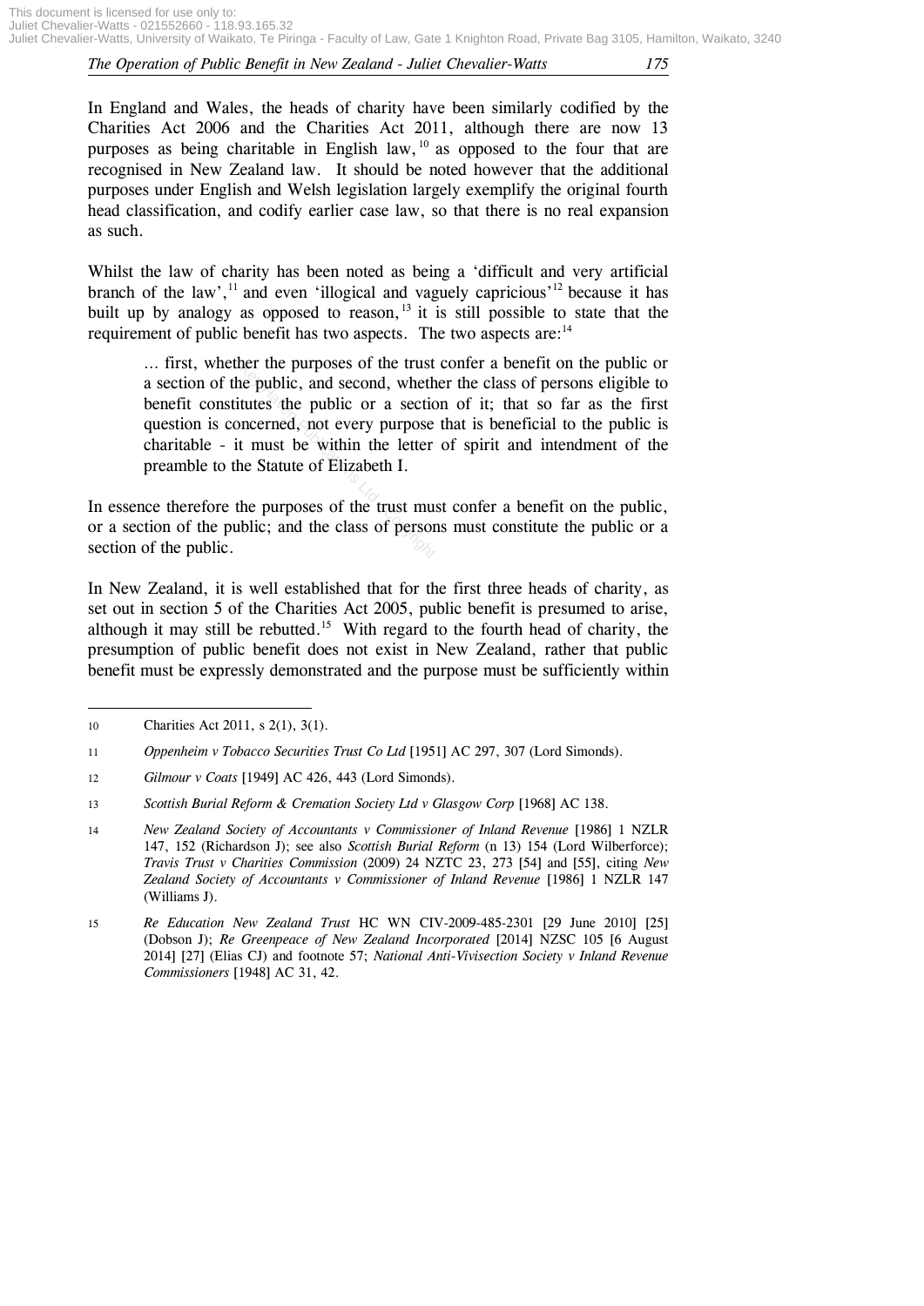In England and Wales, the heads of charity have been similarly codified by the Charities Act 2006 and the Charities Act 2011, although there are now 13 purposes as being charitable in English law,[10] as opposed to the four that are recognised in New Zealand law. It should be noted however that the additional purposes under English and Welsh legislation largely exemplify the original fourth head classification, and codify earlier case law, so that there is no real expansion as such.

Whilst the law of charity has been noted as being a 'difficult and very artificial branch of the law',[11] and even 'illogical and vaguely capricious'[12] because it has built up by analogy as opposed to reason,[13] it is still possible to state that the requirement of public benefit has two aspects. The two aspects are:[14]

> … first, whether the purposes of the trust confer a benefit on the public or a section of the public, and second, whether the class of persons eligible to benefit constitutes the public or a section of it; that so far as the first question is concerned, not every purpose that is beneficial to the public is charitable - it must be within the letter of spirit and intendment of the preamble to the Statute of Elizabeth I.

In essence therefore the purposes of the trust must confer a benefit on the public, or a section of the public; and the class of persons must constitute the public or a section of the public.

In New Zealand, it is well established that for the first three heads of charity, as set out in section 5 of the Charities Act 2005, public benefit is presumed to arise, although it may still be rebutted.[15] With regard to the fourth head of charity, the presumption of public benefit does not exist in New Zealand, rather that public benefit must be expressly demonstrated and the purpose must be sufficiently within

---

10 Charities Act 2011, s 2(1), 3(1).

11 *Oppenheim v Tobacco Securities Trust Co Ltd* [1951] AC 297, 307 (Lord Simonds).

12 *Gilmour v Coats* [1949] AC 426, 443 (Lord Simonds).

13 *Scottish Burial Reform & Cremation Society Ltd v Glasgow Corp* [1968] AC 138.

14 *New Zealand Society of Accountants v Commissioner of Inland Revenue* [1986] 1 NZLR 147, 152 (Richardson J); see also *Scottish Burial Reform* (n 13) 154 (Lord Wilberforce); *Travis Trust v Charities Commission* (2009) 24 NZTC 23, 273 [54] and [55], citing *New Zealand Society of Accountants v Commissioner of Inland Revenue* [1986] 1 NZLR 147 (Williams J).

15 *Re Education New Zealand Trust* HC WN CIV-2009-485-2301 [29 June 2010] [25] (Dobson J); *Re Greenpeace of New Zealand Incorporated* [2014] NZSC 105 [6 August 2014] [27] (Elias CJ) and footnote 57; *National Anti-Vivisection Society v Inland Revenue Commissioners* [1948] AC 31, 42.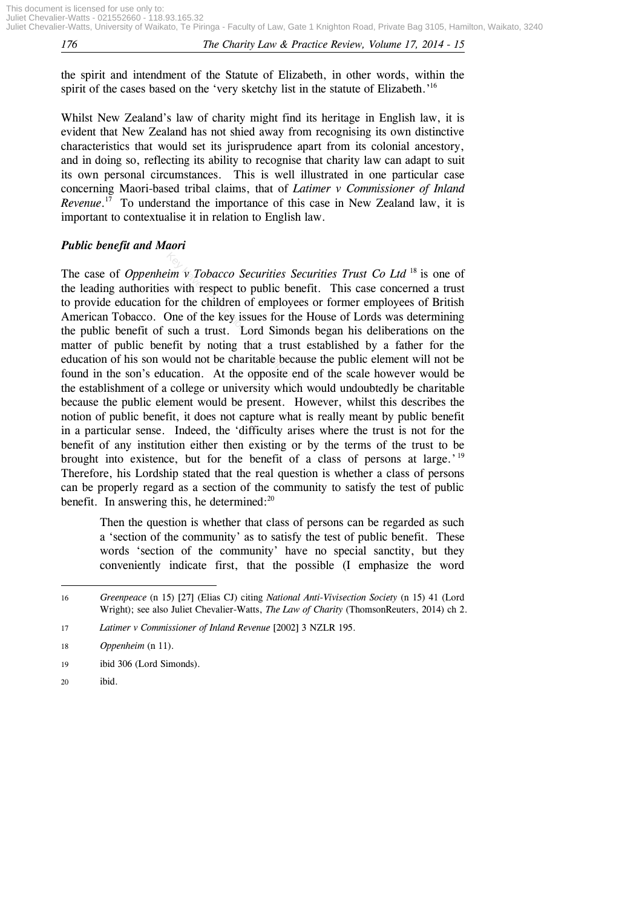the spirit and intendment of the Statute of Elizabeth, in other words, within the spirit of the cases based on the 'very sketchy list in the statute of Elizabeth.'[16]

Whilst New Zealand's law of charity might find its heritage in English law, it is evident that New Zealand has not shied away from recognising its own distinctive characteristics that would set its jurisprudence apart from its colonial ancestory, and in doing so, reflecting its ability to recognise that charity law can adapt to suit its own personal circumstances. This is well illustrated in one particular case concerning Maori-based tribal claims, that of *Latimer v Commissioner of Inland Revenue*.[17] To understand the importance of this case in New Zealand law, it is important to contextualise it in relation to English law.

### *Public benefit and Maori*

The case of *Oppenheim v Tobacco Securities Securities Trust Co Ltd* [18] is one of the leading authorities with respect to public benefit. This case concerned a trust to provide education for the children of employees or former employees of British American Tobacco. One of the key issues for the House of Lords was determining the public benefit of such a trust. Lord Simonds began his deliberations on the matter of public benefit by noting that a trust established by a father for the education of his son would not be charitable because the public element will not be found in the son's education. At the opposite end of the scale however would be the establishment of a college or university which would undoubtedly be charitable because the public element would be present. However, whilst this describes the notion of public benefit, it does not capture what is really meant by public benefit in a particular sense. Indeed, the 'difficulty arises where the trust is not for the benefit of any institution either then existing or by the terms of the trust to be brought into existence, but for the benefit of a class of persons at large.'[19] Therefore, his Lordship stated that the real question is whether a class of persons can be properly regard as a section of the community to satisfy the test of public benefit. In answering this, he determined:[20]

> Then the question is whether that class of persons can be regarded as such a 'section of the community' as to satisfy the test of public benefit. These words 'section of the community' have no special sanctity, but they conveniently indicate first, that the possible (I emphasize the word

---

16 *Greenpeace* (n 15) [27] (Elias CJ) citing *National Anti-Vivisection Society* (n 15) 41 (Lord Wright); see also Juliet Chevalier-Watts, *The Law of Charity* (ThomsonReuters, 2014) ch 2.

17 *Latimer v Commissioner of Inland Revenue* [2002] 3 NZLR 195.

18 *Oppenheim* (n 11).

19 ibid 306 (Lord Simonds).

20 ibid.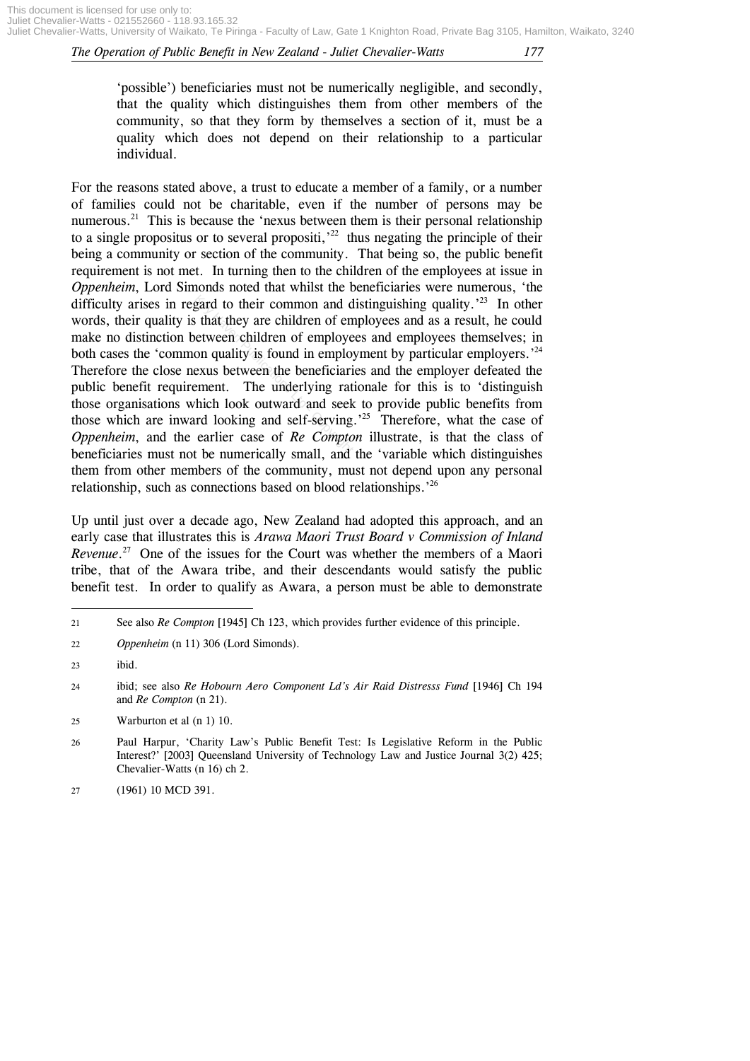'possible') beneficiaries must not be numerically negligible, and secondly, that the quality which distinguishes them from other members of the community, so that they form by themselves a section of it, must be a quality which does not depend on their relationship to a particular individual.

For the reasons stated above, a trust to educate a member of a family, or a number of families could not be charitable, even if the number of persons may be numerous.[21] This is because the 'nexus between them is their personal relationship to a single propositus or to several propositi,'[22] thus negating the principle of their being a community or section of the community. That being so, the public benefit requirement is not met. In turning then to the children of the employees at issue in *Oppenheim*, Lord Simonds noted that whilst the beneficiaries were numerous, 'the difficulty arises in regard to their common and distinguishing quality.'[23] In other words, their quality is that they are children of employees and as a result, he could make no distinction between children of employees and employees themselves; in both cases the 'common quality is found in employment by particular employers.'[24] Therefore the close nexus between the beneficiaries and the employer defeated the public benefit requirement. The underlying rationale for this is to 'distinguish those organisations which look outward and seek to provide public benefits from those which are inward looking and self-serving.'[25] Therefore, what the case of *Oppenheim*, and the earlier case of *Re Compton* illustrate, is that the class of beneficiaries must not be numerically small, and the 'variable which distinguishes them from other members of the community, must not depend upon any personal relationship, such as connections based on blood relationships.'[26]

Up until just over a decade ago, New Zealand had adopted this approach, and an early case that illustrates this is *Arawa Maori Trust Board v Commission of Inland Revenue*.[27] One of the issues for the Court was whether the members of a Maori tribe, that of the Awara tribe, and their descendants would satisfy the public benefit test. In order to qualify as Awara, a person must be able to demonstrate

---

21 See also *Re Compton* [1945] Ch 123, which provides further evidence of this principle.

22 *Oppenheim* (n 11) 306 (Lord Simonds).

23 ibid.

24 ibid; see also *Re Hobourn Aero Component Ld's Air Raid Distresss Fund* [1946] Ch 194 and *Re Compton* (n 21).

25 Warburton et al (n 1) 10.

26 Paul Harpur, 'Charity Law's Public Benefit Test: Is Legislative Reform in the Public Interest?' [2003] Queensland University of Technology Law and Justice Journal 3(2) 425; Chevalier-Watts (n 16) ch 2.

27 (1961) 10 MCD 391.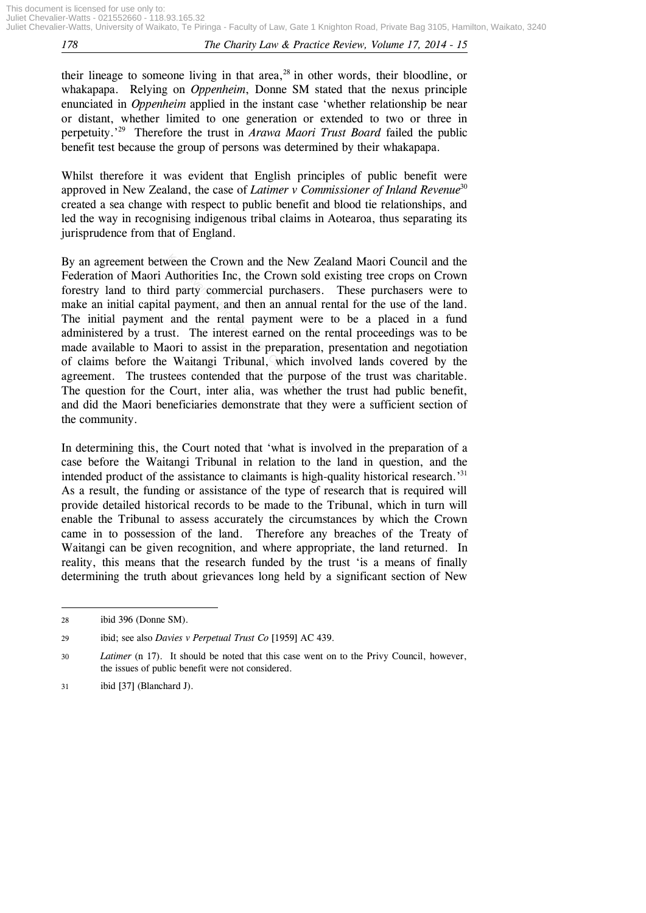their lineage to someone living in that area,[28] in other words, their bloodline, or whakapapa. Relying on *Oppenheim*, Donne SM stated that the nexus principle enunciated in *Oppenheim* applied in the instant case 'whether relationship be near or distant, whether limited to one generation or extended to two or three in perpetuity.'[29] Therefore the trust in *Arawa Maori Trust Board* failed the public benefit test because the group of persons was determined by their whakapapa.

Whilst therefore it was evident that English principles of public benefit were approved in New Zealand, the case of *Latimer v Commissioner of Inland Revenue*[30] created a sea change with respect to public benefit and blood tie relationships, and led the way in recognising indigenous tribal claims in Aotearoa, thus separating its jurisprudence from that of England.

By an agreement between the Crown and the New Zealand Maori Council and the Federation of Maori Authorities Inc, the Crown sold existing tree crops on Crown forestry land to third party commercial purchasers. These purchasers were to make an initial capital payment, and then an annual rental for the use of the land. The initial payment and the rental payment were to be a placed in a fund administered by a trust. The interest earned on the rental proceedings was to be made available to Maori to assist in the preparation, presentation and negotiation of claims before the Waitangi Tribunal, which involved lands covered by the agreement. The trustees contended that the purpose of the trust was charitable. The question for the Court, inter alia, was whether the trust had public benefit, and did the Maori beneficiaries demonstrate that they were a sufficient section of the community.

In determining this, the Court noted that 'what is involved in the preparation of a case before the Waitangi Tribunal in relation to the land in question, and the intended product of the assistance to claimants is high-quality historical research.'[31] As a result, the funding or assistance of the type of research that is required will provide detailed historical records to be made to the Tribunal, which in turn will enable the Tribunal to assess accurately the circumstances by which the Crown came in to possession of the land. Therefore any breaches of the Treaty of Waitangi can be given recognition, and where appropriate, the land returned. In reality, this means that the research funded by the trust 'is a means of finally determining the truth about grievances long held by a significant section of New

---

28 ibid 396 (Donne SM).

29 ibid; see also *Davies v Perpetual Trust Co* [1959] AC 439.

30 *Latimer* (n 17). It should be noted that this case went on to the Privy Council, however, the issues of public benefit were not considered.

31 ibid [37] (Blanchard J).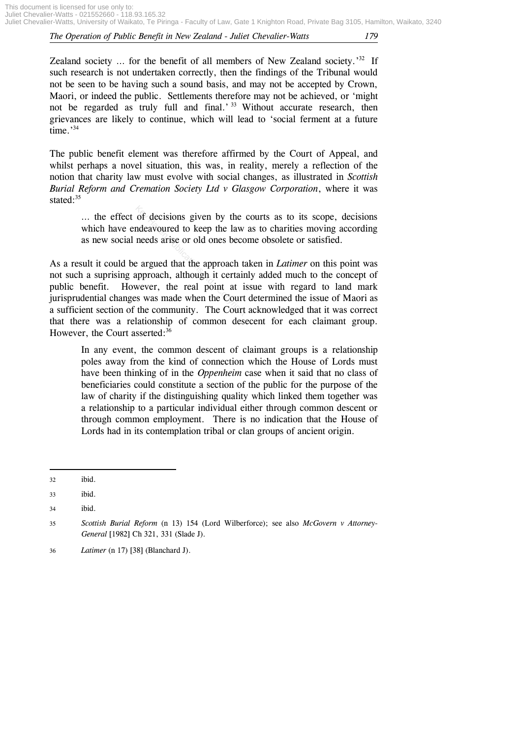Zealand society ... for the benefit of all members of New Zealand society.'[32] If such research is not undertaken correctly, then the findings of the Tribunal would not be seen to be having such a sound basis, and may not be accepted by Crown, Maori, or indeed the public. Settlements therefore may not be achieved, or 'might not be regarded as truly full and final.'[33] Without accurate research, then grievances are likely to continue, which will lead to 'social ferment at a future time.'[34]

The public benefit element was therefore affirmed by the Court of Appeal, and whilst perhaps a novel situation, this was, in reality, merely a reflection of the notion that charity law must evolve with social changes, as illustrated in *Scottish Burial Reform and Cremation Society Ltd v Glasgow Corporation*, where it was stated:[35]

> ... the effect of decisions given by the courts as to its scope, decisions which have endeavoured to keep the law as to charities moving according as new social needs arise or old ones become obsolete or satisfied.

As a result it could be argued that the approach taken in *Latimer* on this point was not such a suprising approach, although it certainly added much to the concept of public benefit. However, the real point at issue with regard to land mark jurisprudential changes was made when the Court determined the issue of Maori as a sufficient section of the community. The Court acknowledged that it was correct that there was a relationship of common desecent for each claimant group. However, the Court asserted:[36]

> In any event, the common descent of claimant groups is a relationship poles away from the kind of connection which the House of Lords must have been thinking of in the *Oppenheim* case when it said that no class of beneficiaries could constitute a section of the public for the purpose of the law of charity if the distinguishing quality which linked them together was a relationship to a particular individual either through common descent or through common employment. There is no indication that the House of Lords had in its contemplation tribal or clan groups of ancient origin.

---

32 ibid.

33 ibid.

34 ibid.

35 *Scottish Burial Reform* (n 13) 154 (Lord Wilberforce); see also *McGovern v Attorney-General* [1982] Ch 321, 331 (Slade J).

36 *Latimer* (n 17) [38] (Blanchard J).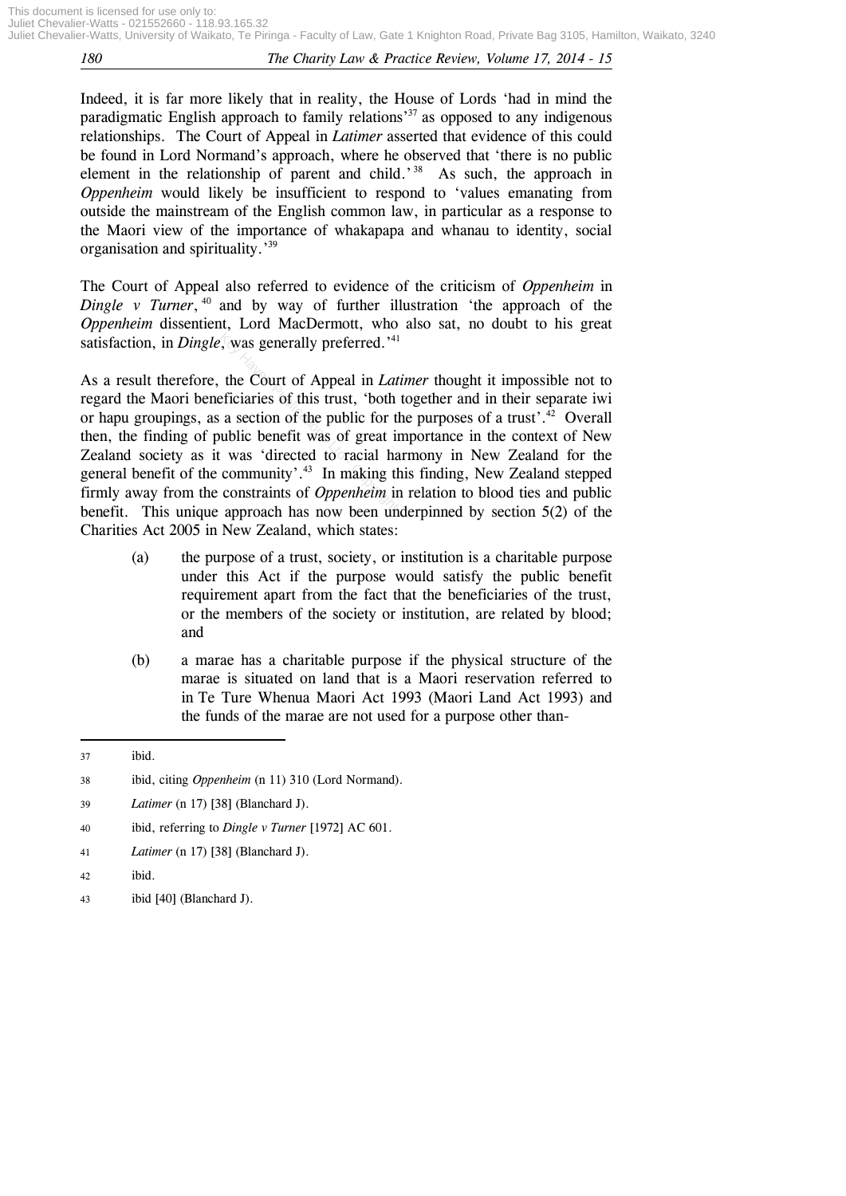Indeed, it is far more likely that in reality, the House of Lords 'had in mind the paradigmatic English approach to family relations'[37] as opposed to any indigenous relationships. The Court of Appeal in *Latimer* asserted that evidence of this could be found in Lord Normand's approach, where he observed that 'there is no public element in the relationship of parent and child.'[38] As such, the approach in *Oppenheim* would likely be insufficient to respond to 'values emanating from outside the mainstream of the English common law, in particular as a response to the Maori view of the importance of whakapapa and whanau to identity, social organisation and spirituality.'[39]

The Court of Appeal also referred to evidence of the criticism of *Oppenheim* in *Dingle v Turner*,[40] and by way of further illustration 'the approach of the *Oppenheim* dissentient, Lord MacDermott, who also sat, no doubt to his great satisfaction, in *Dingle*, was generally preferred.'[41]

As a result therefore, the Court of Appeal in *Latimer* thought it impossible not to regard the Maori beneficiaries of this trust, 'both together and in their separate iwi or hapu groupings, as a section of the public for the purposes of a trust'.[42] Overall then, the finding of public benefit was of great importance in the context of New Zealand society as it was 'directed to racial harmony in New Zealand for the general benefit of the community'.[43] In making this finding, New Zealand stepped firmly away from the constraints of *Oppenheim* in relation to blood ties and public benefit. This unique approach has now been underpinned by section 5(2) of the Charities Act 2005 in New Zealand, which states:

> (a) the purpose of a trust, society, or institution is a charitable purpose under this Act if the purpose would satisfy the public benefit requirement apart from the fact that the beneficiaries of the trust, or the members of the society or institution, are related by blood; and
>
> (b) a marae has a charitable purpose if the physical structure of the marae is situated on land that is a Maori reservation referred to in Te Ture Whenua Maori Act 1993 (Maori Land Act 1993) and the funds of the marae are not used for a purpose other than-

---

37 ibid.

38 ibid, citing *Oppenheim* (n 11) 310 (Lord Normand).

39 *Latimer* (n 17) [38] (Blanchard J).

40 ibid, referring to *Dingle v Turner* [1972] AC 601.

41 *Latimer* (n 17) [38] (Blanchard J).

42 ibid.

43 ibid [40] (Blanchard J).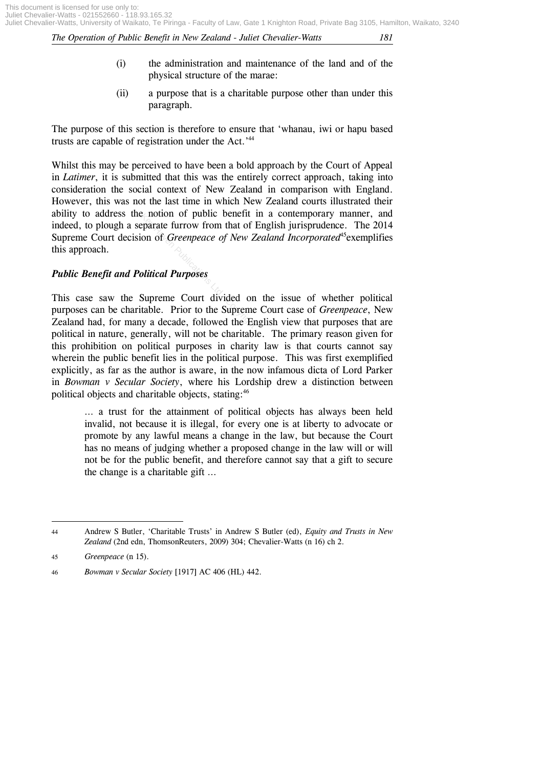(i) the administration and maintenance of the land and of the physical structure of the marae:

(ii) a purpose that is a charitable purpose other than under this paragraph.

The purpose of this section is therefore to ensure that 'whanau, iwi or hapu based trusts are capable of registration under the Act.'[44]

Whilst this may be perceived to have been a bold approach by the Court of Appeal in *Latimer*, it is submitted that this was the entirely correct approach, taking into consideration the social context of New Zealand in comparison with England. However, this was not the last time in which New Zealand courts illustrated their ability to address the notion of public benefit in a contemporary manner, and indeed, to plough a separate furrow from that of English jurisprudence. The 2014 Supreme Court decision of *Greenpeace of New Zealand Incorporated*[45] exemplifies this approach.

### *Public Benefit and Political Purposes*

This case saw the Supreme Court divided on the issue of whether political purposes can be charitable. Prior to the Supreme Court case of *Greenpeace*, New Zealand had, for many a decade, followed the English view that purposes that are political in nature, generally, will not be charitable. The primary reason given for this prohibition on political purposes in charity law is that courts cannot say wherein the public benefit lies in the political purpose. This was first exemplified explicitly, as far as the author is aware, in the now infamous dicta of Lord Parker in *Bowman v Secular Society*, where his Lordship drew a distinction between political objects and charitable objects, stating:[46]

> … a trust for the attainment of political objects has always been held invalid, not because it is illegal, for every one is at liberty to advocate or promote by any lawful means a change in the law, but because the Court has no means of judging whether a proposed change in the law will or will not be for the public benefit, and therefore cannot say that a gift to secure the change is a charitable gift …

---

44 Andrew S Butler, 'Charitable Trusts' in Andrew S Butler (ed), *Equity and Trusts in New Zealand* (2nd edn, ThomsonReuters, 2009) 304; Chevalier-Watts (n 16) ch 2.

45 *Greenpeace* (n 15).

46 *Bowman v Secular Society* [1917] AC 406 (HL) 442.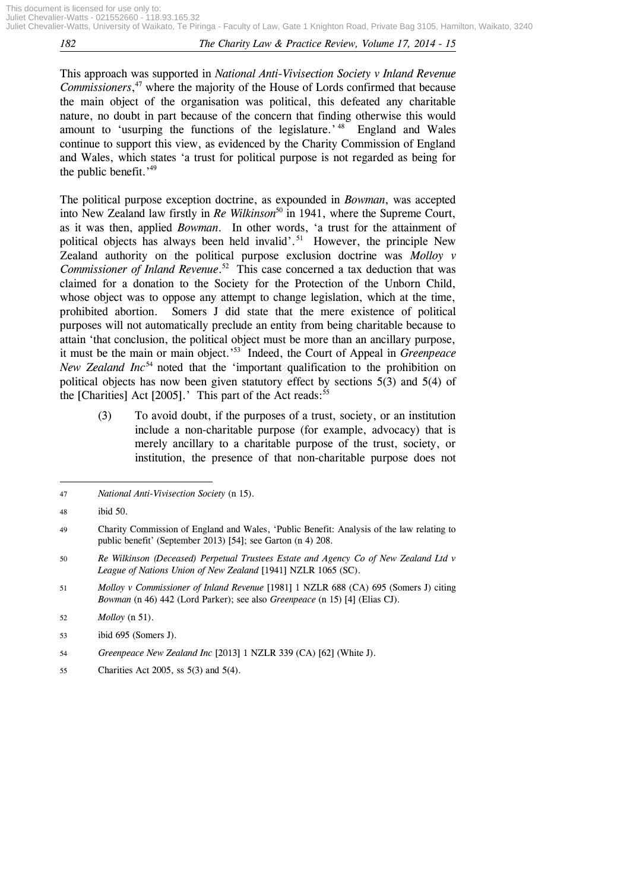This approach was supported in *National Anti-Vivisection Society v Inland Revenue Commissioners*,[47] where the majority of the House of Lords confirmed that because the main object of the organisation was political, this defeated any charitable nature, no doubt in part because of the concern that finding otherwise this would amount to 'usurping the functions of the legislature.'[48] England and Wales continue to support this view, as evidenced by the Charity Commission of England and Wales, which states 'a trust for political purpose is not regarded as being for the public benefit.'[49]

The political purpose exception doctrine, as expounded in *Bowman*, was accepted into New Zealand law firstly in *Re Wilkinson*[50] in 1941, where the Supreme Court, as it was then, applied *Bowman*. In other words, 'a trust for the attainment of political objects has always been held invalid'.[51] However, the principle New Zealand authority on the political purpose exclusion doctrine was *Molloy v Commissioner of Inland Revenue*.[52] This case concerned a tax deduction that was claimed for a donation to the Society for the Protection of the Unborn Child, whose object was to oppose any attempt to change legislation, which at the time, prohibited abortion. Somers J did state that the mere existence of political purposes will not automatically preclude an entity from being charitable because to attain 'that conclusion, the political object must be more than an ancillary purpose, it must be the main or main object.'[53] Indeed, the Court of Appeal in *Greenpeace New Zealand Inc*[54] noted that the 'important qualification to the prohibition on political objects has now been given statutory effect by sections 5(3) and 5(4) of the [Charities] Act [2005].' This part of the Act reads:[55]

> (3) To avoid doubt, if the purposes of a trust, society, or an institution include a non-charitable purpose (for example, advocacy) that is merely ancillary to a charitable purpose of the trust, society, or institution, the presence of that non-charitable purpose does not

---

47 *National Anti-Vivisection Society* (n 15).

48 ibid 50.

49 Charity Commission of England and Wales, 'Public Benefit: Analysis of the law relating to public benefit' (September 2013) [54]; see Garton (n 4) 208.

50 *Re Wilkinson (Deceased) Perpetual Trustees Estate and Agency Co of New Zealand Ltd v League of Nations Union of New Zealand* [1941] NZLR 1065 (SC).

51 *Molloy v Commissioner of Inland Revenue* [1981] 1 NZLR 688 (CA) 695 (Somers J) citing *Bowman* (n 46) 442 (Lord Parker); see also *Greenpeace* (n 15) [4] (Elias CJ).

52 *Molloy* (n 51).

53 ibid 695 (Somers J).

54 *Greenpeace New Zealand Inc* [2013] 1 NZLR 339 (CA) [62] (White J).

55 Charities Act 2005, ss 5(3) and 5(4).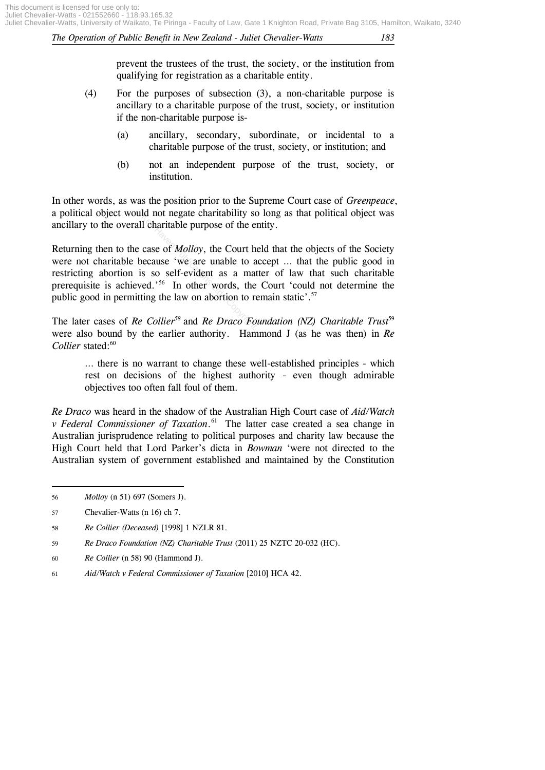prevent the trustees of the trust, the society, or the institution from qualifying for registration as a charitable entity.

(4) For the purposes of subsection (3), a non-charitable purpose is ancillary to a charitable purpose of the trust, society, or institution if the non-charitable purpose is-

(a) ancillary, secondary, subordinate, or incidental to a charitable purpose of the trust, society, or institution; and

(b) not an independent purpose of the trust, society, or institution.

In other words, as was the position prior to the Supreme Court case of *Greenpeace*, a political object would not negate charitability so long as that political object was ancillary to the overall charitable purpose of the entity.

Returning then to the case of *Molloy*, the Court held that the objects of the Society were not charitable because 'we are unable to accept ... that the public good in restricting abortion is so self-evident as a matter of law that such charitable prerequisite is achieved.'[56] In other words, the Court 'could not determine the public good in permitting the law on abortion to remain static'.[57]

The later cases of *Re Collier*[58] and *Re Draco Foundation (NZ) Charitable Trust*[59] were also bound by the earlier authority. Hammond J (as he was then) in *Re Collier* stated:[60]

> ... there is no warrant to change these well-established principles - which rest on decisions of the highest authority - even though admirable objectives too often fall foul of them.

*Re Draco* was heard in the shadow of the Australian High Court case of *Aid/Watch v Federal Commissioner of Taxation*.[61] The latter case created a sea change in Australian jurisprudence relating to political purposes and charity law because the High Court held that Lord Parker's dicta in *Bowman* 'were not directed to the Australian system of government established and maintained by the Constitution

---

56 *Molloy* (n 51) 697 (Somers J).

57 Chevalier-Watts (n 16) ch 7.

58 *Re Collier (Deceased)* [1998] 1 NZLR 81.

59 *Re Draco Foundation (NZ) Charitable Trust* (2011) 25 NZTC 20-032 (HC).

60 *Re Collier* (n 58) 90 (Hammond J).

61 *Aid/Watch v Federal Commissioner of Taxation* [2010] HCA 42.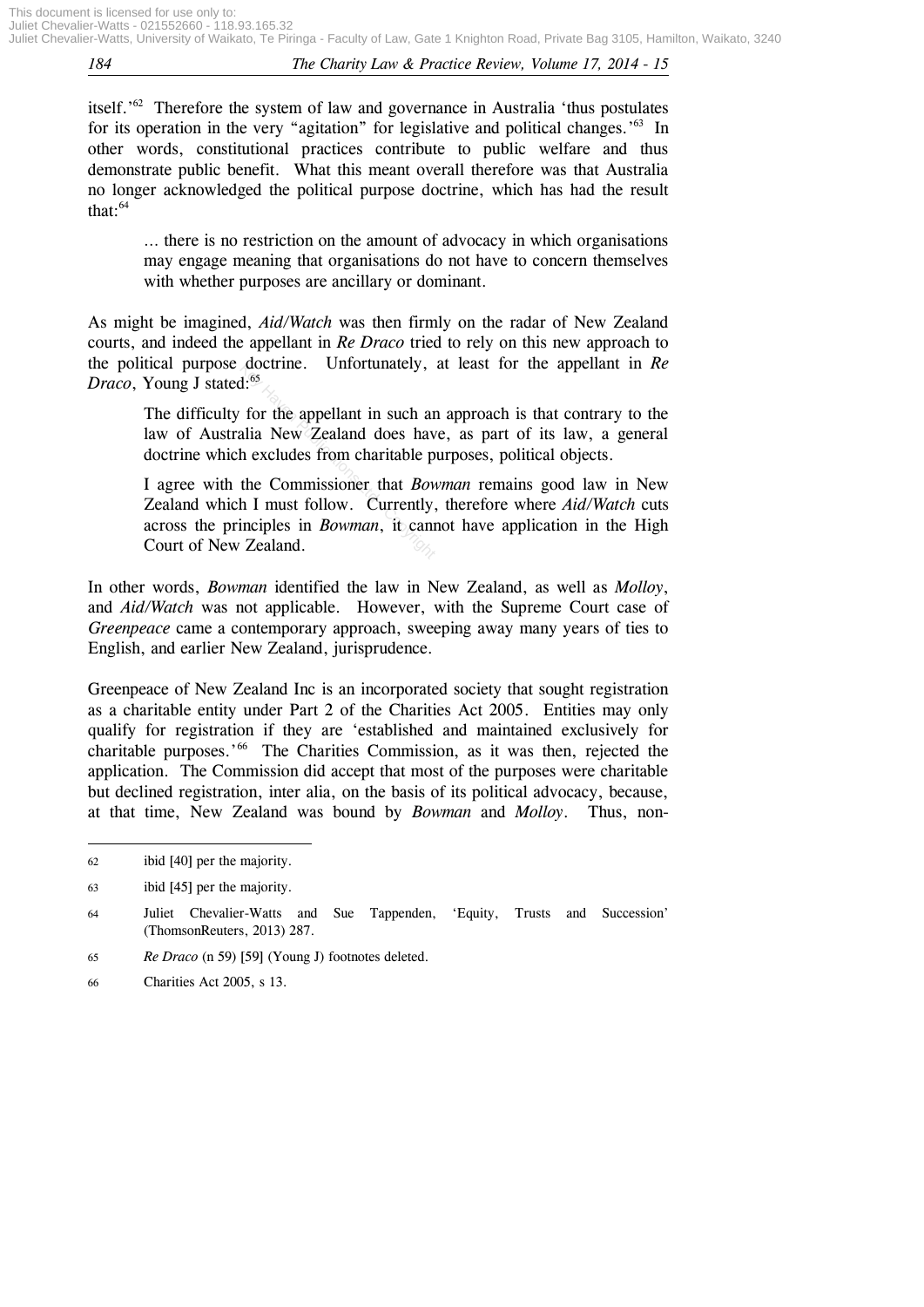itself.'[62] Therefore the system of law and governance in Australia 'thus postulates for its operation in the very "agitation" for legislative and political changes.'[63] In other words, constitutional practices contribute to public welfare and thus demonstrate public benefit. What this meant overall therefore was that Australia no longer acknowledged the political purpose doctrine, which has had the result that:[64]

> ... there is no restriction on the amount of advocacy in which organisations may engage meaning that organisations do not have to concern themselves with whether purposes are ancillary or dominant.

As might be imagined, *Aid/Watch* was then firmly on the radar of New Zealand courts, and indeed the appellant in *Re Draco* tried to rely on this new approach to the political purpose doctrine. Unfortunately, at least for the appellant in *Re Draco*, Young J stated:[65]

> The difficulty for the appellant in such an approach is that contrary to the law of Australia New Zealand does have, as part of its law, a general doctrine which excludes from charitable purposes, political objects.
>
> I agree with the Commissioner that *Bowman* remains good law in New Zealand which I must follow. Currently, therefore where *Aid/Watch* cuts across the principles in *Bowman*, it cannot have application in the High Court of New Zealand.

In other words, *Bowman* identified the law in New Zealand, as well as *Molloy*, and *Aid/Watch* was not applicable. However, with the Supreme Court case of *Greenpeace* came a contemporary approach, sweeping away many years of ties to English, and earlier New Zealand, jurisprudence.

Greenpeace of New Zealand Inc is an incorporated society that sought registration as a charitable entity under Part 2 of the Charities Act 2005. Entities may only qualify for registration if they are 'established and maintained exclusively for charitable purposes.'[66] The Charities Commission, as it was then, rejected the application. The Commission did accept that most of the purposes were charitable but declined registration, inter alia, on the basis of its political advocacy, because, at that time, New Zealand was bound by *Bowman* and *Molloy*. Thus, non-

---

62 ibid [40] per the majority.

63 ibid [45] per the majority.

64 Juliet Chevalier-Watts and Sue Tappenden, 'Equity, Trusts and Succession' (ThomsonReuters, 2013) 287.

65 *Re Draco* (n 59) [59] (Young J) footnotes deleted.

66 Charities Act 2005, s 13.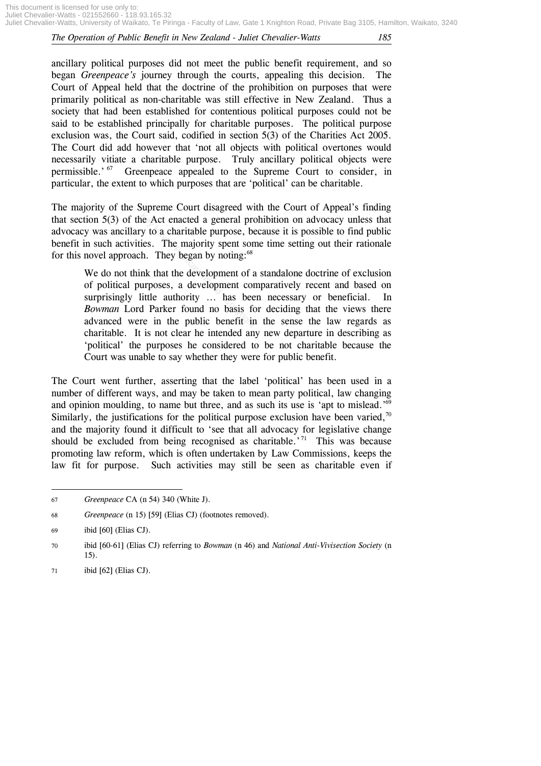ancillary political purposes did not meet the public benefit requirement, and so began *Greenpeace's* journey through the courts, appealing this decision. The Court of Appeal held that the doctrine of the prohibition on purposes that were primarily political as non-charitable was still effective in New Zealand. Thus a society that had been established for contentious political purposes could not be said to be established principally for charitable purposes. The political purpose exclusion was, the Court said, codified in section 5(3) of the Charities Act 2005. The Court did add however that 'not all objects with political overtones would necessarily vitiate a charitable purpose. Truly ancillary political objects were permissible.'[67] Greenpeace appealed to the Supreme Court to consider, in particular, the extent to which purposes that are 'political' can be charitable.

The majority of the Supreme Court disagreed with the Court of Appeal's finding that section 5(3) of the Act enacted a general prohibition on advocacy unless that advocacy was ancillary to a charitable purpose, because it is possible to find public benefit in such activities. The majority spent some time setting out their rationale for this novel approach. They began by noting:[68]

> We do not think that the development of a standalone doctrine of exclusion of political purposes, a development comparatively recent and based on surprisingly little authority … has been necessary or beneficial. In *Bowman* Lord Parker found no basis for deciding that the views there advanced were in the public benefit in the sense the law regards as charitable. It is not clear he intended any new departure in describing as 'political' the purposes he considered to be not charitable because the Court was unable to say whether they were for public benefit.

The Court went further, asserting that the label 'political' has been used in a number of different ways, and may be taken to mean party political, law changing and opinion moulding, to name but three, and as such its use is 'apt to mislead.'[69] Similarly, the justifications for the political purpose exclusion have been varied,[70] and the majority found it difficult to 'see that all advocacy for legislative change should be excluded from being recognised as charitable.'[71] This was because promoting law reform, which is often undertaken by Law Commissions, keeps the law fit for purpose. Such activities may still be seen as charitable even if

---

67 *Greenpeace* CA (n 54) 340 (White J).

68 *Greenpeace* (n 15) [59] (Elias CJ) (footnotes removed).

69 ibid [60] (Elias CJ).

70 ibid [60-61] (Elias CJ) referring to *Bowman* (n 46) and *National Anti-Vivisection Society* (n 15).

71 ibid [62] (Elias CJ).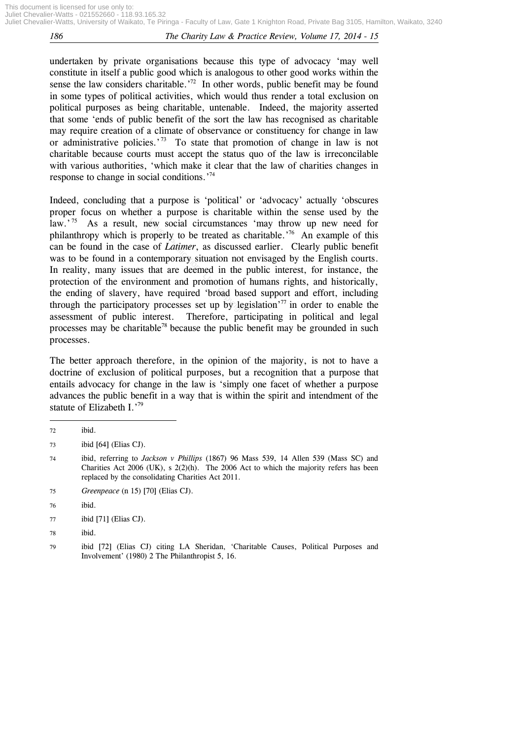undertaken by private organisations because this type of advocacy 'may well constitute in itself a public good which is analogous to other good works within the sense the law considers charitable.'[72] In other words, public benefit may be found in some types of political activities, which would thus render a total exclusion on political purposes as being charitable, untenable. Indeed, the majority asserted that some 'ends of public benefit of the sort the law has recognised as charitable may require creation of a climate of observance or constituency for change in law or administrative policies.'[73] To state that promotion of change in law is not charitable because courts must accept the status quo of the law is irreconcilable with various authorities, 'which make it clear that the law of charities changes in response to change in social conditions.'[74]

Indeed, concluding that a purpose is 'political' or 'advocacy' actually 'obscures proper focus on whether a purpose is charitable within the sense used by the law.'[75] As a result, new social circumstances 'may throw up new need for philanthropy which is properly to be treated as charitable.'[76] An example of this can be found in the case of *Latimer*, as discussed earlier. Clearly public benefit was to be found in a contemporary situation not envisaged by the English courts. In reality, many issues that are deemed in the public interest, for instance, the protection of the environment and promotion of humans rights, and historically, the ending of slavery, have required 'broad based support and effort, including through the participatory processes set up by legislation'[77] in order to enable the assessment of public interest. Therefore, participating in political and legal processes may be charitable[78] because the public benefit may be grounded in such processes.

The better approach therefore, in the opinion of the majority, is not to have a doctrine of exclusion of political purposes, but a recognition that a purpose that entails advocacy for change in the law is 'simply one facet of whether a purpose advances the public benefit in a way that is within the spirit and intendment of the statute of Elizabeth I.'[79]

---

72 ibid.

73 ibid [64] (Elias CJ).

74 ibid, referring to *Jackson v Phillips* (1867) 96 Mass 539, 14 Allen 539 (Mass SC) and Charities Act 2006 (UK), s 2(2)(h). The 2006 Act to which the majority refers has been replaced by the consolidating Charities Act 2011.

75 *Greenpeace* (n 15) [70] (Elias CJ).

76 ibid.

77 ibid [71] (Elias CJ).

78 ibid.

79 ibid [72] (Elias CJ) citing LA Sheridan, 'Charitable Causes, Political Purposes and Involvement' (1980) 2 The Philanthropist 5, 16.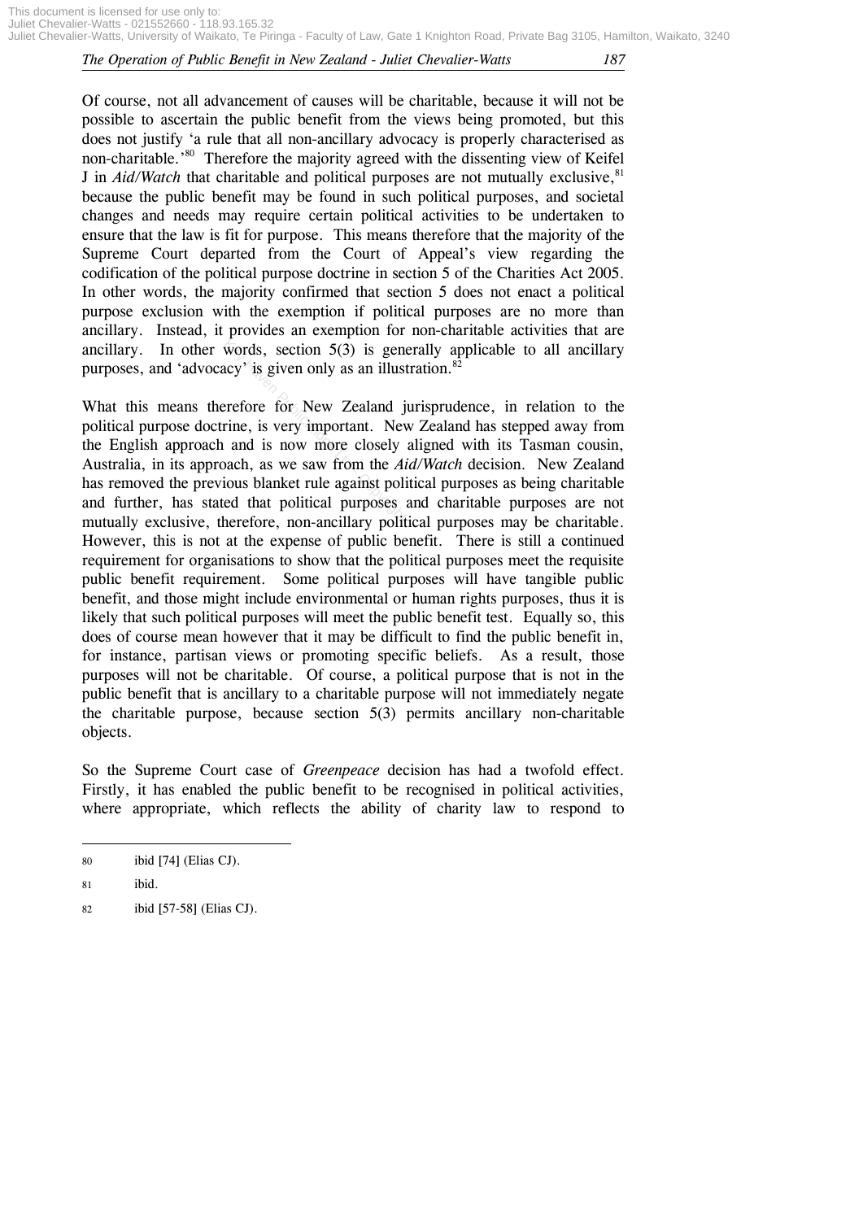Of course, not all advancement of causes will be charitable, because it will not be possible to ascertain the public benefit from the views being promoted, but this does not justify 'a rule that all non-ancillary advocacy is properly characterised as non-charitable.'[80] Therefore the majority agreed with the dissenting view of Keifel J in *Aid/Watch* that charitable and political purposes are not mutually exclusive,[81] because the public benefit may be found in such political purposes, and societal changes and needs may require certain political activities to be undertaken to ensure that the law is fit for purpose. This means therefore that the majority of the Supreme Court departed from the Court of Appeal's view regarding the codification of the political purpose doctrine in section 5 of the Charities Act 2005. In other words, the majority confirmed that section 5 does not enact a political purpose exclusion with the exemption if political purposes are no more than ancillary. Instead, it provides an exemption for non-charitable activities that are ancillary. In other words, section 5(3) is generally applicable to all ancillary purposes, and 'advocacy' is given only as an illustration.[82]

What this means therefore for New Zealand jurisprudence, in relation to the political purpose doctrine, is very important. New Zealand has stepped away from the English approach and is now more closely aligned with its Tasman cousin, Australia, in its approach, as we saw from the *Aid/Watch* decision. New Zealand has removed the previous blanket rule against political purposes as being charitable and further, has stated that political purposes and charitable purposes are not mutually exclusive, therefore, non-ancillary political purposes may be charitable. However, this is not at the expense of public benefit. There is still a continued requirement for organisations to show that the political purposes meet the requisite public benefit requirement. Some political purposes will have tangible public benefit, and those might include environmental or human rights purposes, thus it is likely that such political purposes will meet the public benefit test. Equally so, this does of course mean however that it may be difficult to find the public benefit in, for instance, partisan views or promoting specific beliefs. As a result, those purposes will not be charitable. Of course, a political purpose that is not in the public benefit that is ancillary to a charitable purpose will not immediately negate the charitable purpose, because section 5(3) permits ancillary non-charitable objects.

So the Supreme Court case of *Greenpeace* decision has had a twofold effect. Firstly, it has enabled the public benefit to be recognised in political activities, where appropriate, which reflects the ability of charity law to respond to

---

80 ibid [74] (Elias CJ).

81 ibid.

82 ibid [57-58] (Elias CJ).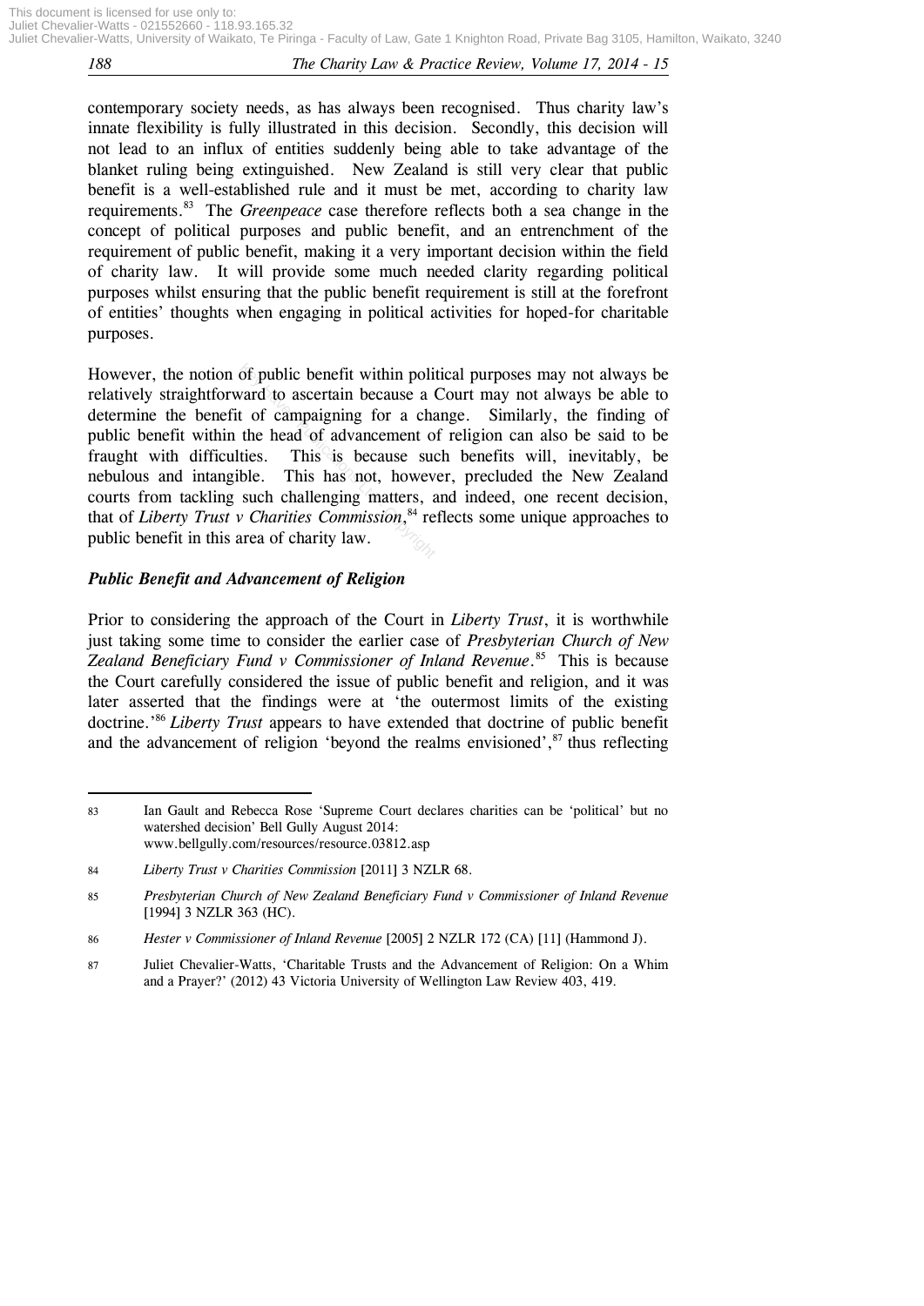contemporary society needs, as has always been recognised. Thus charity law's innate flexibility is fully illustrated in this decision. Secondly, this decision will not lead to an influx of entities suddenly being able to take advantage of the blanket ruling being extinguished. New Zealand is still very clear that public benefit is a well-established rule and it must be met, according to charity law requirements.[83] The *Greenpeace* case therefore reflects both a sea change in the concept of political purposes and public benefit, and an entrenchment of the requirement of public benefit, making it a very important decision within the field of charity law. It will provide some much needed clarity regarding political purposes whilst ensuring that the public benefit requirement is still at the forefront of entities' thoughts when engaging in political activities for hoped-for charitable purposes.

However, the notion of public benefit within political purposes may not always be relatively straightforward to ascertain because a Court may not always be able to determine the benefit of campaigning for a change. Similarly, the finding of public benefit within the head of advancement of religion can also be said to be fraught with difficulties. This is because such benefits will, inevitably, be nebulous and intangible. This has not, however, precluded the New Zealand courts from tackling such challenging matters, and indeed, one recent decision, that of *Liberty Trust v Charities Commission*,[84] reflects some unique approaches to public benefit in this area of charity law.

### *Public Benefit and Advancement of Religion*

Prior to considering the approach of the Court in *Liberty Trust*, it is worthwhile just taking some time to consider the earlier case of *Presbyterian Church of New Zealand Beneficiary Fund v Commissioner of Inland Revenue*.[85] This is because the Court carefully considered the issue of public benefit and religion, and it was later asserted that the findings were at 'the outermost limits of the existing doctrine.'[86] *Liberty Trust* appears to have extended that doctrine of public benefit and the advancement of religion 'beyond the realms envisioned',[87] thus reflecting

---

83 Ian Gault and Rebecca Rose 'Supreme Court declares charities can be 'political' but no watershed decision' Bell Gully August 2014: www.bellgully.com/resources/resource.03812.asp

84 *Liberty Trust v Charities Commission* [2011] 3 NZLR 68.

85 *Presbyterian Church of New Zealand Beneficiary Fund v Commissioner of Inland Revenue* [1994] 3 NZLR 363 (HC).

86 *Hester v Commissioner of Inland Revenue* [2005] 2 NZLR 172 (CA) [11] (Hammond J).

87 Juliet Chevalier-Watts, 'Charitable Trusts and the Advancement of Religion: On a Whim and a Prayer?' (2012) 43 Victoria University of Wellington Law Review 403, 419.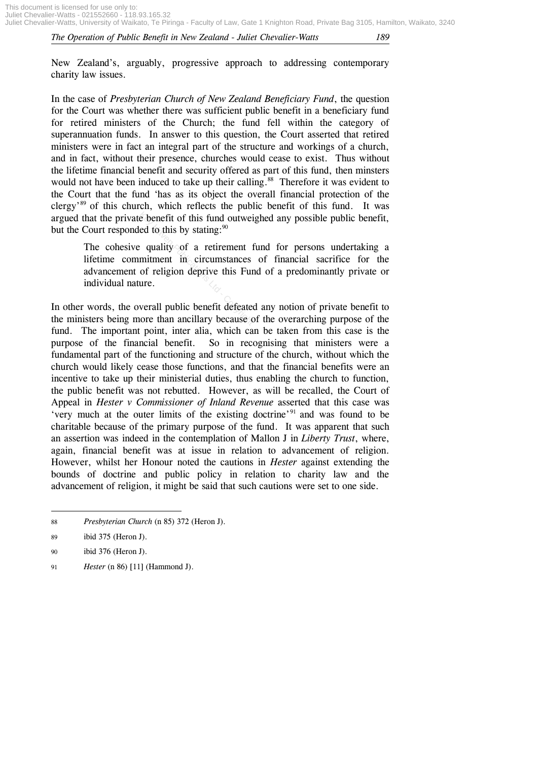New Zealand's, arguably, progressive approach to addressing contemporary charity law issues.

In the case of *Presbyterian Church of New Zealand Beneficiary Fund*, the question for the Court was whether there was sufficient public benefit in a beneficiary fund for retired ministers of the Church; the fund fell within the category of superannuation funds. In answer to this question, the Court asserted that retired ministers were in fact an integral part of the structure and workings of a church, and in fact, without their presence, churches would cease to exist. Thus without the lifetime financial benefit and security offered as part of this fund, then minsters would not have been induced to take up their calling.[88] Therefore it was evident to the Court that the fund 'has as its object the overall financial protection of the clergy'[89] of this church, which reflects the public benefit of this fund. It was argued that the private benefit of this fund outweighed any possible public benefit, but the Court responded to this by stating:[90]

> The cohesive quality of a retirement fund for persons undertaking a lifetime commitment in circumstances of financial sacrifice for the advancement of religion deprive this Fund of a predominantly private or individual nature.

In other words, the overall public benefit defeated any notion of private benefit to the ministers being more than ancillary because of the overarching purpose of the fund. The important point, inter alia, which can be taken from this case is the purpose of the financial benefit. So in recognising that ministers were a fundamental part of the functioning and structure of the church, without which the church would likely cease those functions, and that the financial benefits were an incentive to take up their ministerial duties, thus enabling the church to function, the public benefit was not rebutted. However, as will be recalled, the Court of Appeal in *Hester v Commissioner of Inland Revenue* asserted that this case was 'very much at the outer limits of the existing doctrine'[91] and was found to be charitable because of the primary purpose of the fund. It was apparent that such an assertion was indeed in the contemplation of Mallon J in *Liberty Trust*, where, again, financial benefit was at issue in relation to advancement of religion. However, whilst her Honour noted the cautions in *Hester* against extending the bounds of doctrine and public policy in relation to charity law and the advancement of religion, it might be said that such cautions were set to one side.

---

88 *Presbyterian Church* (n 85) 372 (Heron J).

89 ibid 375 (Heron J).

90 ibid 376 (Heron J).

91 *Hester* (n 86) [11] (Hammond J).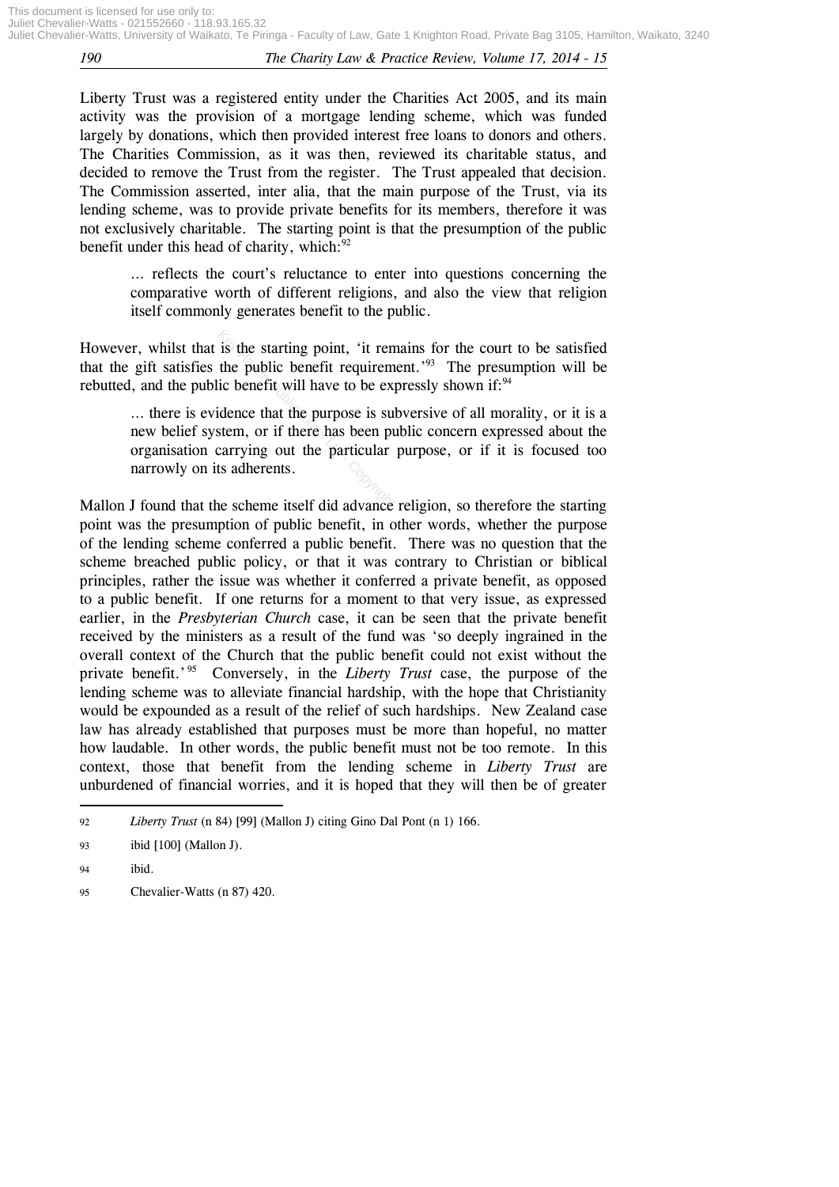Liberty Trust was a registered entity under the Charities Act 2005, and its main activity was the provision of a mortgage lending scheme, which was funded largely by donations, which then provided interest free loans to donors and others. The Charities Commission, as it was then, reviewed its charitable status, and decided to remove the Trust from the register. The Trust appealed that decision. The Commission asserted, inter alia, that the main purpose of the Trust, via its lending scheme, was to provide private benefits for its members, therefore it was not exclusively charitable. The starting point is that the presumption of the public benefit under this head of charity, which:[92]

> … reflects the court's reluctance to enter into questions concerning the comparative worth of different religions, and also the view that religion itself commonly generates benefit to the public.

However, whilst that is the starting point, 'it remains for the court to be satisfied that the gift satisfies the public benefit requirement.'[93] The presumption will be rebutted, and the public benefit will have to be expressly shown if:[94]

> … there is evidence that the purpose is subversive of all morality, or it is a new belief system, or if there has been public concern expressed about the organisation carrying out the particular purpose, or if it is focused too narrowly on its adherents.

Mallon J found that the scheme itself did advance religion, so therefore the starting point was the presumption of public benefit, in other words, whether the purpose of the lending scheme conferred a public benefit. There was no question that the scheme breached public policy, or that it was contrary to Christian or biblical principles, rather the issue was whether it conferred a private benefit, as opposed to a public benefit. If one returns for a moment to that very issue, as expressed earlier, in the *Presbyterian Church* case, it can be seen that the private benefit received by the ministers as a result of the fund was 'so deeply ingrained in the overall context of the Church that the public benefit could not exist without the private benefit.'[95] Conversely, in the *Liberty Trust* case, the purpose of the lending scheme was to alleviate financial hardship, with the hope that Christianity would be expounded as a result of the relief of such hardships. New Zealand case law has already established that purposes must be more than hopeful, no matter how laudable. In other words, the public benefit must not be too remote. In this context, those that benefit from the lending scheme in *Liberty Trust* are unburdened of financial worries, and it is hoped that they will then be of greater

---

92 *Liberty Trust* (n 84) [99] (Mallon J) citing Gino Dal Pont (n 1) 166.

93 ibid [100] (Mallon J).

94 ibid.

95 Chevalier-Watts (n 87) 420.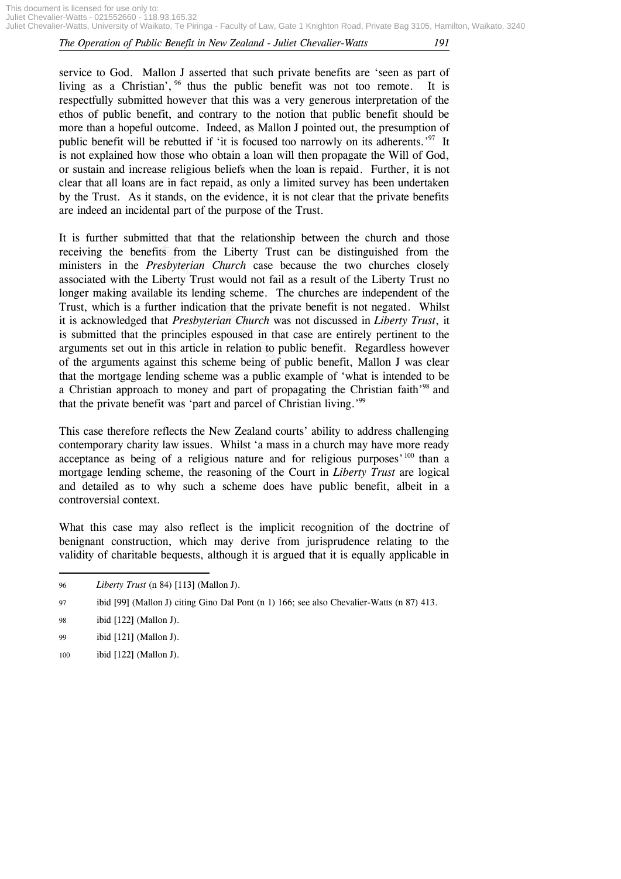service to God. Mallon J asserted that such private benefits are 'seen as part of living as a Christian',[96] thus the public benefit was not too remote. It is respectfully submitted however that this was a very generous interpretation of the ethos of public benefit, and contrary to the notion that public benefit should be more than a hopeful outcome. Indeed, as Mallon J pointed out, the presumption of public benefit will be rebutted if 'it is focused too narrowly on its adherents.'[97] It is not explained how those who obtain a loan will then propagate the Will of God, or sustain and increase religious beliefs when the loan is repaid. Further, it is not clear that all loans are in fact repaid, as only a limited survey has been undertaken by the Trust. As it stands, on the evidence, it is not clear that the private benefits are indeed an incidental part of the purpose of the Trust.

It is further submitted that that the relationship between the church and those receiving the benefits from the Liberty Trust can be distinguished from the ministers in the *Presbyterian Church* case because the two churches closely associated with the Liberty Trust would not fail as a result of the Liberty Trust no longer making available its lending scheme. The churches are independent of the Trust, which is a further indication that the private benefit is not negated. Whilst it is acknowledged that *Presbyterian Church* was not discussed in *Liberty Trust*, it is submitted that the principles espoused in that case are entirely pertinent to the arguments set out in this article in relation to public benefit. Regardless however of the arguments against this scheme being of public benefit, Mallon J was clear that the mortgage lending scheme was a public example of 'what is intended to be a Christian approach to money and part of propagating the Christian faith'[98] and that the private benefit was 'part and parcel of Christian living.'[99]

This case therefore reflects the New Zealand courts' ability to address challenging contemporary charity law issues. Whilst 'a mass in a church may have more ready acceptance as being of a religious nature and for religious purposes'[100] than a mortgage lending scheme, the reasoning of the Court in *Liberty Trust* are logical and detailed as to why such a scheme does have public benefit, albeit in a controversial context.

What this case may also reflect is the implicit recognition of the doctrine of benignant construction, which may derive from jurisprudence relating to the validity of charitable bequests, although it is argued that it is equally applicable in

---

96 *Liberty Trust* (n 84) [113] (Mallon J).

97 ibid [99] (Mallon J) citing Gino Dal Pont (n 1) 166; see also Chevalier-Watts (n 87) 413.

98 ibid [122] (Mallon J).

99 ibid [121] (Mallon J).

100 ibid [122] (Mallon J).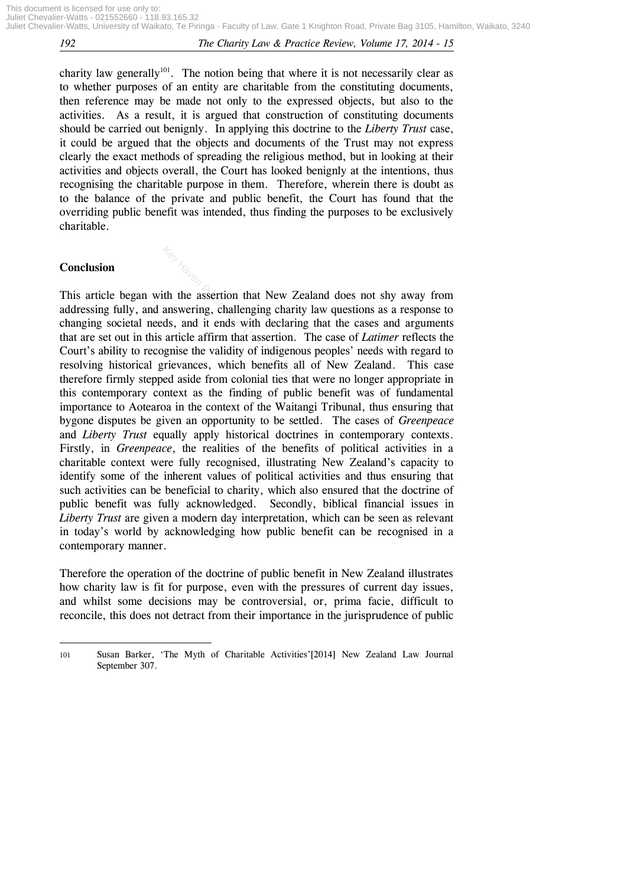charity law generally[101]. The notion being that where it is not necessarily clear as to whether purposes of an entity are charitable from the constituting documents, then reference may be made not only to the expressed objects, but also to the activities. As a result, it is argued that construction of constituting documents should be carried out benignly. In applying this doctrine to the *Liberty Trust* case, it could be argued that the objects and documents of the Trust may not express clearly the exact methods of spreading the religious method, but in looking at their activities and objects overall, the Court has looked benignly at the intentions, thus recognising the charitable purpose in them. Therefore, wherein there is doubt as to the balance of the private and public benefit, the Court has found that the overriding public benefit was intended, thus finding the purposes to be exclusively charitable.

## Conclusion

This article began with the assertion that New Zealand does not shy away from addressing fully, and answering, challenging charity law questions as a response to changing societal needs, and it ends with declaring that the cases and arguments that are set out in this article affirm that assertion. The case of *Latimer* reflects the Court's ability to recognise the validity of indigenous peoples' needs with regard to resolving historical grievances, which benefits all of New Zealand. This case therefore firmly stepped aside from colonial ties that were no longer appropriate in this contemporary context as the finding of public benefit was of fundamental importance to Aotearoa in the context of the Waitangi Tribunal, thus ensuring that bygone disputes be given an opportunity to be settled. The cases of *Greenpeace* and *Liberty Trust* equally apply historical doctrines in contemporary contexts. Firstly, in *Greenpeace*, the realities of the benefits of political activities in a charitable context were fully recognised, illustrating New Zealand's capacity to identify some of the inherent values of political activities and thus ensuring that such activities can be beneficial to charity, which also ensured that the doctrine of public benefit was fully acknowledged. Secondly, biblical financial issues in *Liberty Trust* are given a modern day interpretation, which can be seen as relevant in today's world by acknowledging how public benefit can be recognised in a contemporary manner.

Therefore the operation of the doctrine of public benefit in New Zealand illustrates how charity law is fit for purpose, even with the pressures of current day issues, and whilst some decisions may be controversial, or, prima facie, difficult to reconcile, this does not detract from their importance in the jurisprudence of public

---

101 Susan Barker, 'The Myth of Charitable Activities'[2014] New Zealand Law Journal September 307.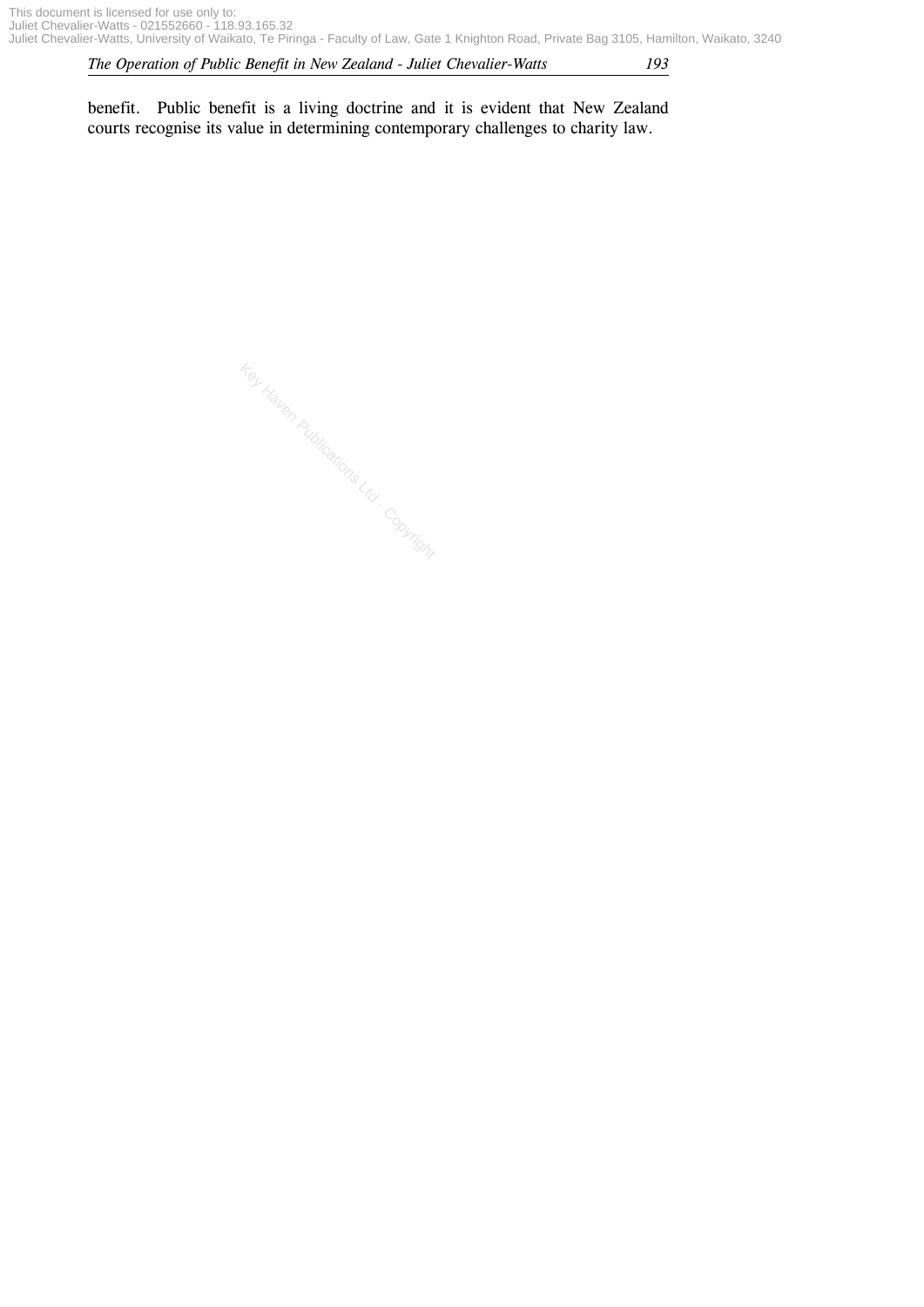benefit. Public benefit is a living doctrine and it is evident that New Zealand courts recognise its value in determining contemporary challenges to charity law.